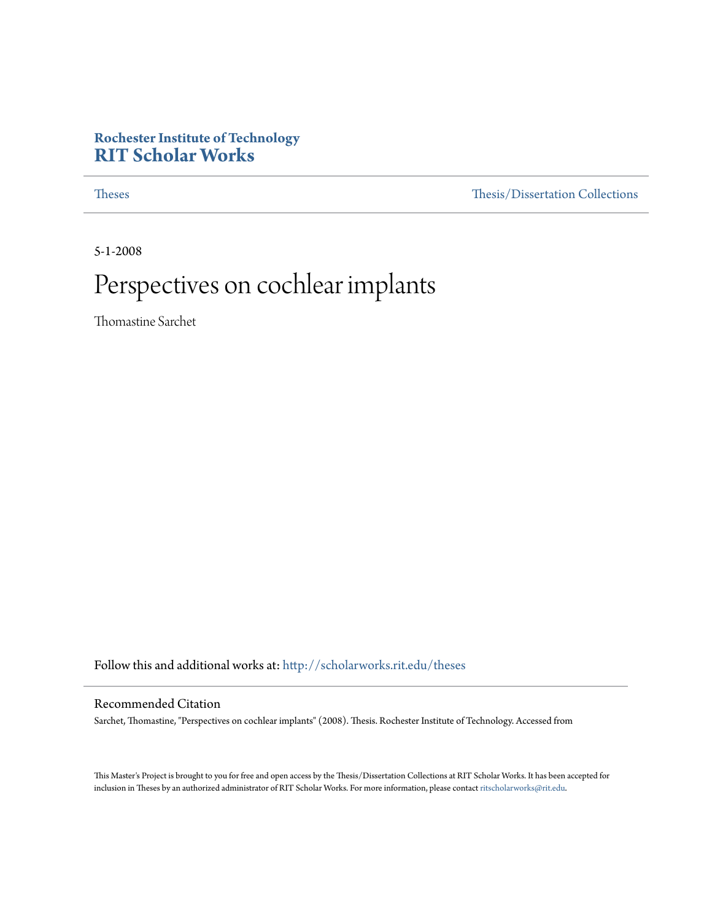Rochester Institute of Technology

**RIT Scholar Works**

Theses | Thesis/Dissertation Collections

5-1-2008

# Perspectives on cochlear implants

Thomastine Sarchet

Follow this and additional works at: http://scholarworks.rit.edu/theses

## Recommended Citation

Sarchet, Thomastine, "Perspectives on cochlear implants" (2008). Thesis. Rochester Institute of Technology. Accessed from

This Master's Project is brought to you for free and open access by the Thesis/Dissertation Collections at RIT Scholar Works. It has been accepted for inclusion in Theses by an authorized administrator of RIT Scholar Works. For more information, please contact ritscholarworks@rit.edu.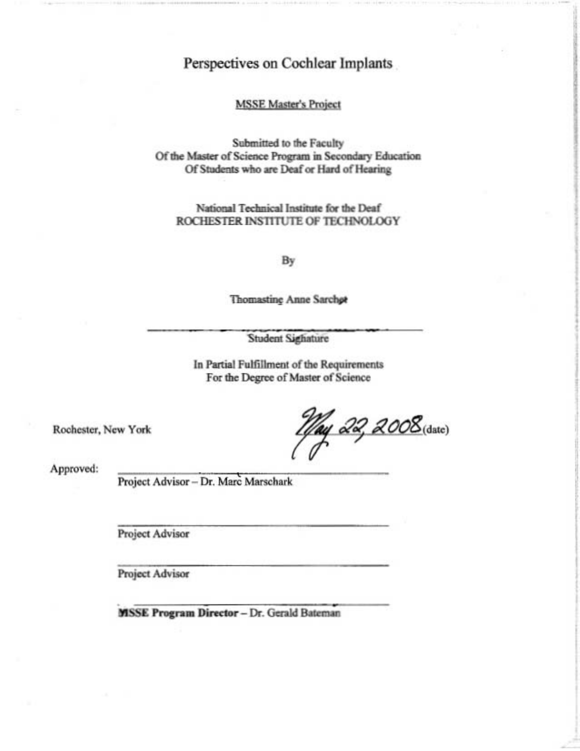# Perspectives on Cochlear Implants

MSSE Master's Project

Submitted to the Faculty
Of the Master of Science Program in Secondary Education
Of Students who are Deaf or Hard of Hearing

National Technical Institute for the Deaf
ROCHESTER INSTITUTE OF TECHNOLOGY

By

Thomasine Anne Sarchet

Student Signature

In Partial Fulfillment of the Requirements
For the Degree of Master of Science

Rochester, New York

May 22, 2008 (date)

Approved:

Project Advisor – Dr. Marc Marschark

Project Advisor

Project Advisor

**MSSE Program Director** – Dr. Gerald Bateman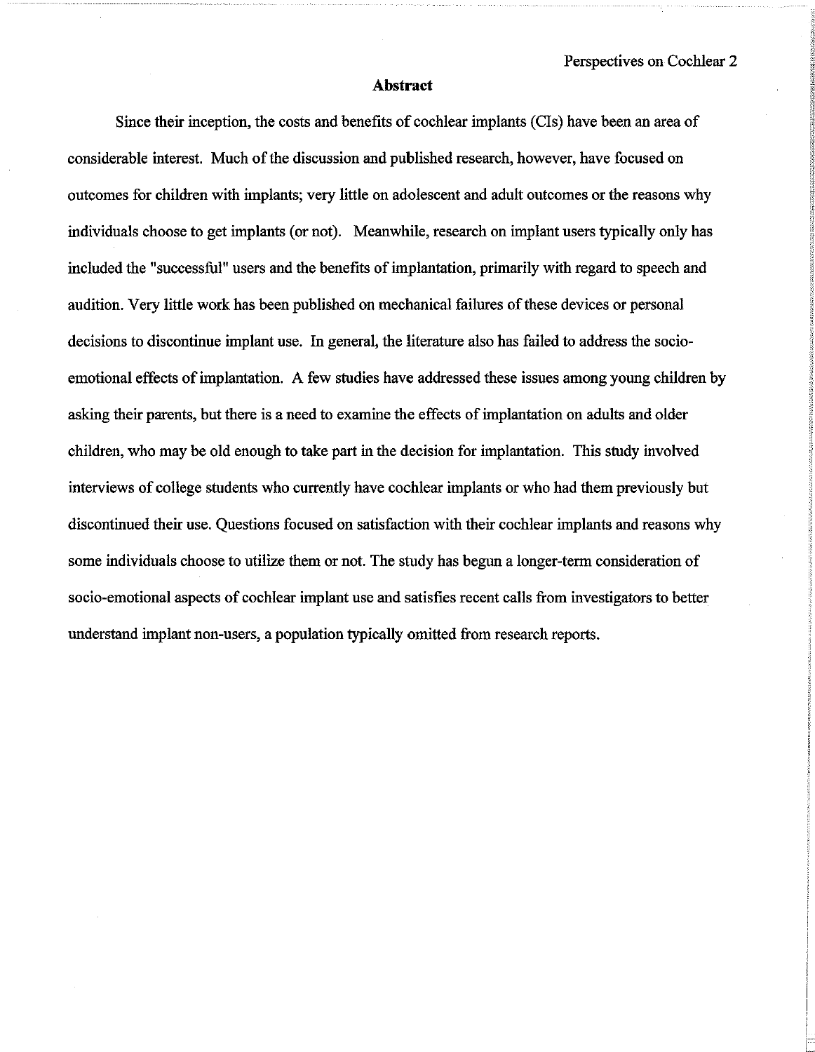## Abstract

Since their inception, the costs and benefits of cochlear implants (CIs) have been an area of considerable interest. Much of the discussion and published research, however, have focused on outcomes for children with implants; very little on adolescent and adult outcomes or the reasons why individuals choose to get implants (or not). Meanwhile, research on implant users typically only has included the "successful" users and the benefits of implantation, primarily with regard to speech and audition. Very little work has been published on mechanical failures of these devices or personal decisions to discontinue implant use. In general, the literature also has failed to address the socio-emotional effects of implantation. A few studies have addressed these issues among young children by asking their parents, but there is a need to examine the effects of implantation on adults and older children, who may be old enough to take part in the decision for implantation. This study involved interviews of college students who currently have cochlear implants or who had them previously but discontinued their use. Questions focused on satisfaction with their cochlear implants and reasons why some individuals choose to utilize them or not. The study has begun a longer-term consideration of socio-emotional aspects of cochlear implant use and satisfies recent calls from investigators to better understand implant non-users, a population typically omitted from research reports.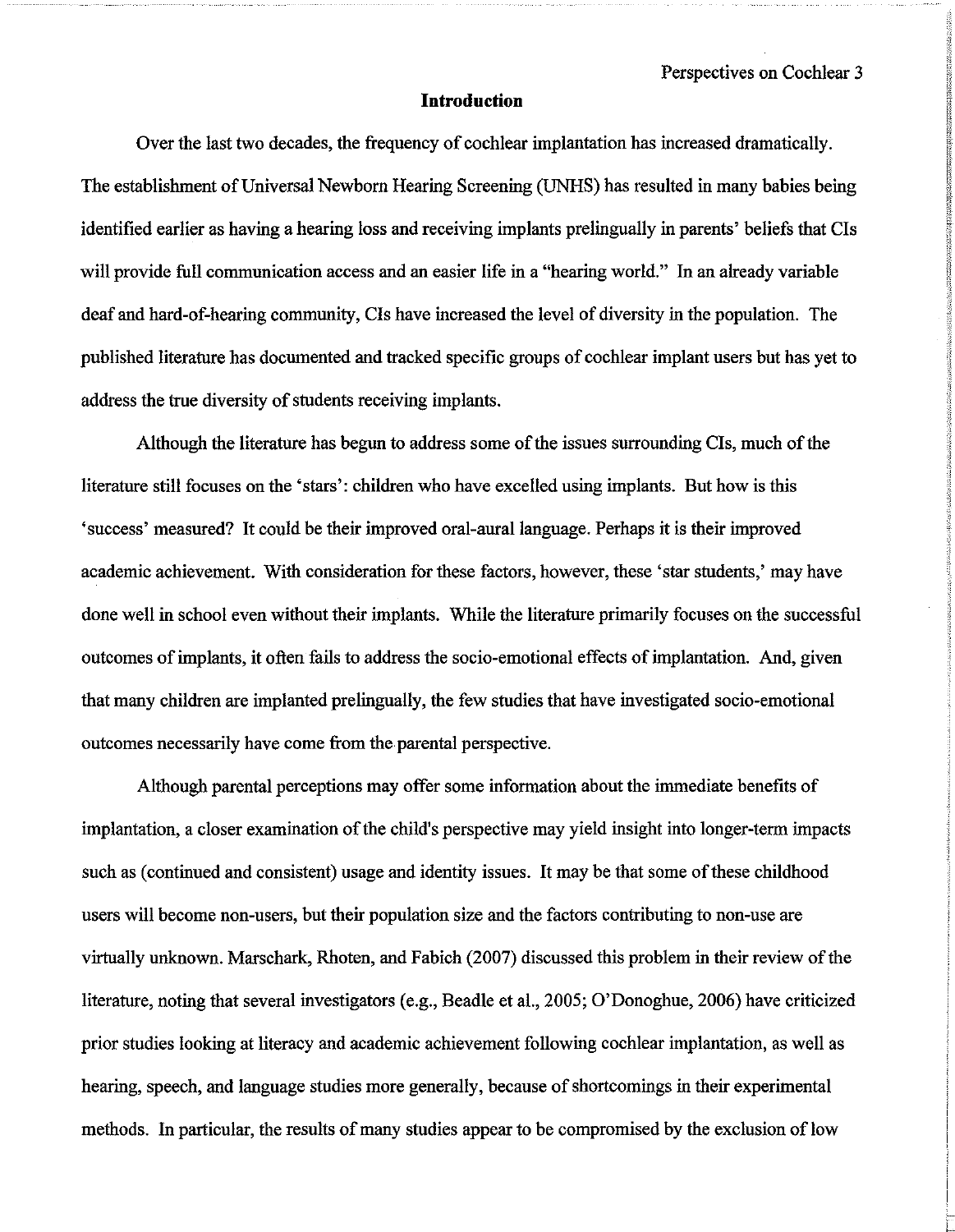## Introduction

Over the last two decades, the frequency of cochlear implantation has increased dramatically. The establishment of Universal Newborn Hearing Screening (UNHS) has resulted in many babies being identified earlier as having a hearing loss and receiving implants prelingually in parents' beliefs that CIs will provide full communication access and an easier life in a "hearing world." In an already variable deaf and hard-of-hearing community, CIs have increased the level of diversity in the population. The published literature has documented and tracked specific groups of cochlear implant users but has yet to address the true diversity of students receiving implants.

Although the literature has begun to address some of the issues surrounding CIs, much of the literature still focuses on the 'stars': children who have excelled using implants. But how is this 'success' measured? It could be their improved oral-aural language. Perhaps it is their improved academic achievement. With consideration for these factors, however, these 'star students,' may have done well in school even without their implants. While the literature primarily focuses on the successful outcomes of implants, it often fails to address the socio-emotional effects of implantation. And, given that many children are implanted prelingually, the few studies that have investigated socio-emotional outcomes necessarily have come from the parental perspective.

Although parental perceptions may offer some information about the immediate benefits of implantation, a closer examination of the child's perspective may yield insight into longer-term impacts such as (continued and consistent) usage and identity issues. It may be that some of these childhood users will become non-users, but their population size and the factors contributing to non-use are virtually unknown. Marschark, Rhoten, and Fabich (2007) discussed this problem in their review of the literature, noting that several investigators (e.g., Beadle et al., 2005; O'Donoghue, 2006) have criticized prior studies looking at literacy and academic achievement following cochlear implantation, as well as hearing, speech, and language studies more generally, because of shortcomings in their experimental methods. In particular, the results of many studies appear to be compromised by the exclusion of low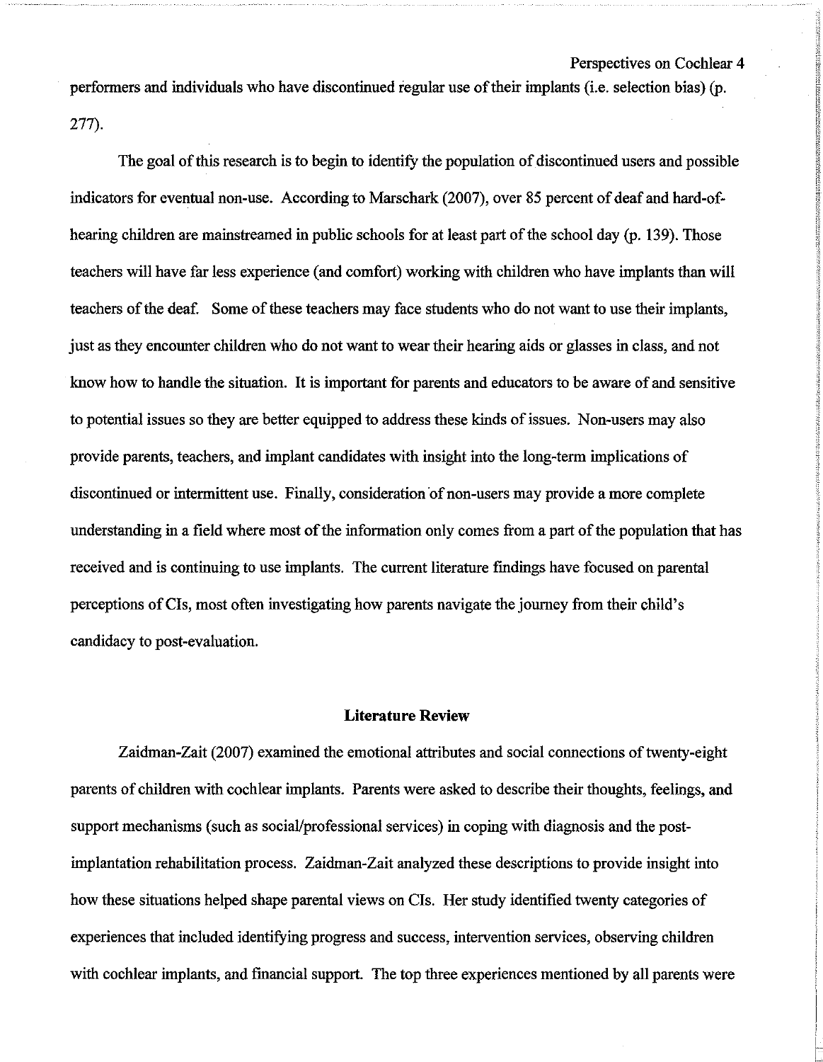performers and individuals who have discontinued regular use of their implants (i.e. selection bias) (p. 277).

The goal of this research is to begin to identify the population of discontinued users and possible indicators for eventual non-use. According to Marschark (2007), over 85 percent of deaf and hard-of-hearing children are mainstreamed in public schools for at least part of the school day (p. 139). Those teachers will have far less experience (and comfort) working with children who have implants than will teachers of the deaf. Some of these teachers may face students who do not want to use their implants, just as they encounter children who do not want to wear their hearing aids or glasses in class, and not know how to handle the situation. It is important for parents and educators to be aware of and sensitive to potential issues so they are better equipped to address these kinds of issues. Non-users may also provide parents, teachers, and implant candidates with insight into the long-term implications of discontinued or intermittent use. Finally, consideration of non-users may provide a more complete understanding in a field where most of the information only comes from a part of the population that has received and is continuing to use implants. The current literature findings have focused on parental perceptions of CIs, most often investigating how parents navigate the journey from their child's candidacy to post-evaluation.

## Literature Review

Zaidman-Zait (2007) examined the emotional attributes and social connections of twenty-eight parents of children with cochlear implants. Parents were asked to describe their thoughts, feelings, and support mechanisms (such as social/professional services) in coping with diagnosis and the post-implantation rehabilitation process. Zaidman-Zait analyzed these descriptions to provide insight into how these situations helped shape parental views on CIs. Her study identified twenty categories of experiences that included identifying progress and success, intervention services, observing children with cochlear implants, and financial support. The top three experiences mentioned by all parents were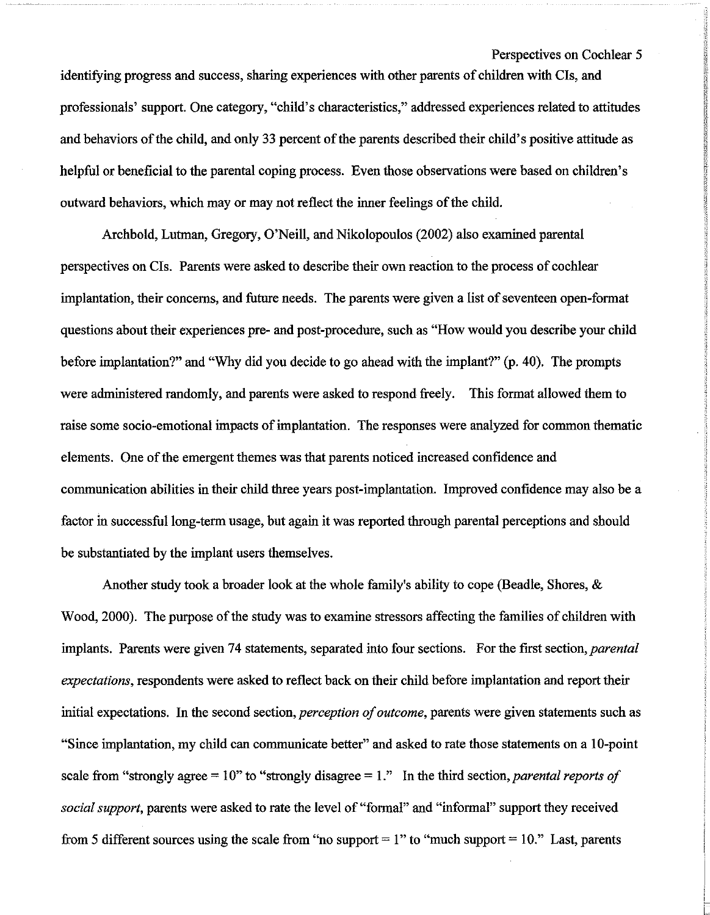identifying progress and success, sharing experiences with other parents of children with CIs, and professionals' support. One category, "child's characteristics," addressed experiences related to attitudes and behaviors of the child, and only 33 percent of the parents described their child's positive attitude as helpful or beneficial to the parental coping process. Even those observations were based on children's outward behaviors, which may or may not reflect the inner feelings of the child.

Archbold, Lutman, Gregory, O'Neill, and Nikolopoulos (2002) also examined parental perspectives on CIs. Parents were asked to describe their own reaction to the process of cochlear implantation, their concerns, and future needs. The parents were given a list of seventeen open-format questions about their experiences pre- and post-procedure, such as "How would you describe your child before implantation?" and "Why did you decide to go ahead with the implant?" (p. 40). The prompts were administered randomly, and parents were asked to respond freely. This format allowed them to raise some socio-emotional impacts of implantation. The responses were analyzed for common thematic elements. One of the emergent themes was that parents noticed increased confidence and communication abilities in their child three years post-implantation. Improved confidence may also be a factor in successful long-term usage, but again it was reported through parental perceptions and should be substantiated by the implant users themselves.

Another study took a broader look at the whole family's ability to cope (Beadle, Shores, & Wood, 2000). The purpose of the study was to examine stressors affecting the families of children with implants. Parents were given 74 statements, separated into four sections. For the first section, *parental expectations*, respondents were asked to reflect back on their child before implantation and report their initial expectations. In the second section, *perception of outcome*, parents were given statements such as "Since implantation, my child can communicate better" and asked to rate those statements on a 10-point scale from "strongly agree = 10" to "strongly disagree = 1." In the third section, *parental reports of social support*, parents were asked to rate the level of "formal" and "informal" support they received from 5 different sources using the scale from "no support = 1" to "much support = 10." Last, parents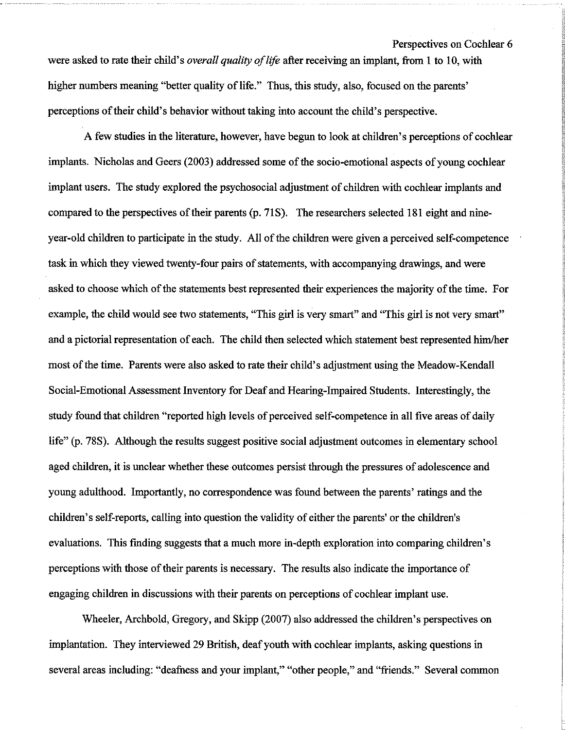were asked to rate their child's *overall quality of life* after receiving an implant, from 1 to 10, with higher numbers meaning "better quality of life." Thus, this study, also, focused on the parents' perceptions of their child's behavior without taking into account the child's perspective.

A few studies in the literature, however, have begun to look at children's perceptions of cochlear implants. Nicholas and Geers (2003) addressed some of the socio-emotional aspects of young cochlear implant users. The study explored the psychosocial adjustment of children with cochlear implants and compared to the perspectives of their parents (p. 71S). The researchers selected 181 eight and nine-year-old children to participate in the study. All of the children were given a perceived self-competence task in which they viewed twenty-four pairs of statements, with accompanying drawings, and were asked to choose which of the statements best represented their experiences the majority of the time. For example, the child would see two statements, "This girl is very smart" and "This girl is not very smart" and a pictorial representation of each. The child then selected which statement best represented him/her most of the time. Parents were also asked to rate their child's adjustment using the Meadow-Kendall Social-Emotional Assessment Inventory for Deaf and Hearing-Impaired Students. Interestingly, the study found that children "reported high levels of perceived self-competence in all five areas of daily life" (p. 78S). Although the results suggest positive social adjustment outcomes in elementary school aged children, it is unclear whether these outcomes persist through the pressures of adolescence and young adulthood. Importantly, no correspondence was found between the parents' ratings and the children's self-reports, calling into question the validity of either the parents' or the children's evaluations. This finding suggests that a much more in-depth exploration into comparing children's perceptions with those of their parents is necessary. The results also indicate the importance of engaging children in discussions with their parents on perceptions of cochlear implant use.

Wheeler, Archbold, Gregory, and Skipp (2007) also addressed the children's perspectives on implantation. They interviewed 29 British, deaf youth with cochlear implants, asking questions in several areas including: "deafness and your implant," "other people," and "friends." Several common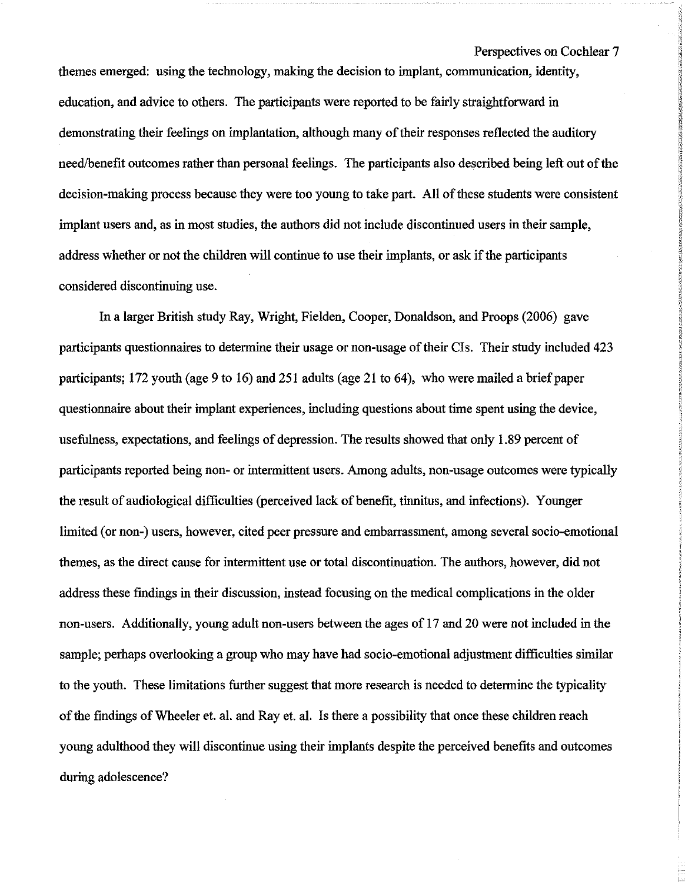themes emerged: using the technology, making the decision to implant, communication, identity, education, and advice to others. The participants were reported to be fairly straightforward in demonstrating their feelings on implantation, although many of their responses reflected the auditory need/benefit outcomes rather than personal feelings. The participants also described being left out of the decision-making process because they were too young to take part. All of these students were consistent implant users and, as in most studies, the authors did not include discontinued users in their sample, address whether or not the children will continue to use their implants, or ask if the participants considered discontinuing use.

In a larger British study Ray, Wright, Fielden, Cooper, Donaldson, and Proops (2006) gave participants questionnaires to determine their usage or non-usage of their CIs. Their study included 423 participants; 172 youth (age 9 to 16) and 251 adults (age 21 to 64), who were mailed a brief paper questionnaire about their implant experiences, including questions about time spent using the device, usefulness, expectations, and feelings of depression. The results showed that only 1.89 percent of participants reported being non- or intermittent users. Among adults, non-usage outcomes were typically the result of audiological difficulties (perceived lack of benefit, tinnitus, and infections). Younger limited (or non-) users, however, cited peer pressure and embarrassment, among several socio-emotional themes, as the direct cause for intermittent use or total discontinuation. The authors, however, did not address these findings in their discussion, instead focusing on the medical complications in the older non-users. Additionally, young adult non-users between the ages of 17 and 20 were not included in the sample; perhaps overlooking a group who may have had socio-emotional adjustment difficulties similar to the youth. These limitations further suggest that more research is needed to determine the typicality of the findings of Wheeler et. al. and Ray et. al. Is there a possibility that once these children reach young adulthood they will discontinue using their implants despite the perceived benefits and outcomes during adolescence?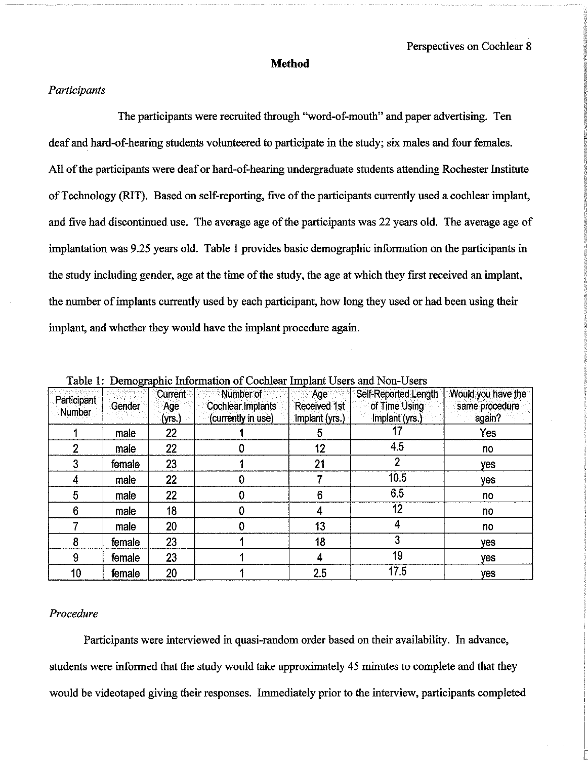## Method

*Participants*

The participants were recruited through "word-of-mouth" and paper advertising. Ten deaf and hard-of-hearing students volunteered to participate in the study; six males and four females. All of the participants were deaf or hard-of-hearing undergraduate students attending Rochester Institute of Technology (RIT). Based on self-reporting, five of the participants currently used a cochlear implant, and five had discontinued use. The average age of the participants was 22 years old. The average age of implantation was 9.25 years old. Table 1 provides basic demographic information on the participants in the study including gender, age at the time of the study, the age at which they first received an implant, the number of implants currently used by each participant, how long they used or had been using their implant, and whether they would have the implant procedure again.

Table 1: Demographic Information of Cochlear Implant Users and Non-Users

| Participant Number | Gender | Current Age (yrs.) | Number of Cochlear Implants (currently in use) | Age Received 1st Implant (yrs.) | Self-Reported Length of Time Using Implant (yrs.) | Would you have the same procedure again? |
|---|---|---|---|---|---|---|
| 1 | male | 22 | 1 | 5 | 17 | Yes |
| 2 | male | 22 | 0 | 12 | 4.5 | no |
| 3 | female | 23 | 1 | 21 | 2 | yes |
| 4 | male | 22 | 0 | 7 | 10.5 | yes |
| 5 | male | 22 | 0 | 6 | 6.5 | no |
| 6 | male | 18 | 0 | 4 | 12 | no |
| 7 | male | 20 | 0 | 13 | 4 | no |
| 8 | female | 23 | 1 | 18 | 3 | yes |
| 9 | female | 23 | 1 | 4 | 19 | yes |
| 10 | female | 20 | 1 | 2.5 | 17.5 | yes |

*Procedure*

Participants were interviewed in quasi-random order based on their availability. In advance, students were informed that the study would take approximately 45 minutes to complete and that they would be videotaped giving their responses. Immediately prior to the interview, participants completed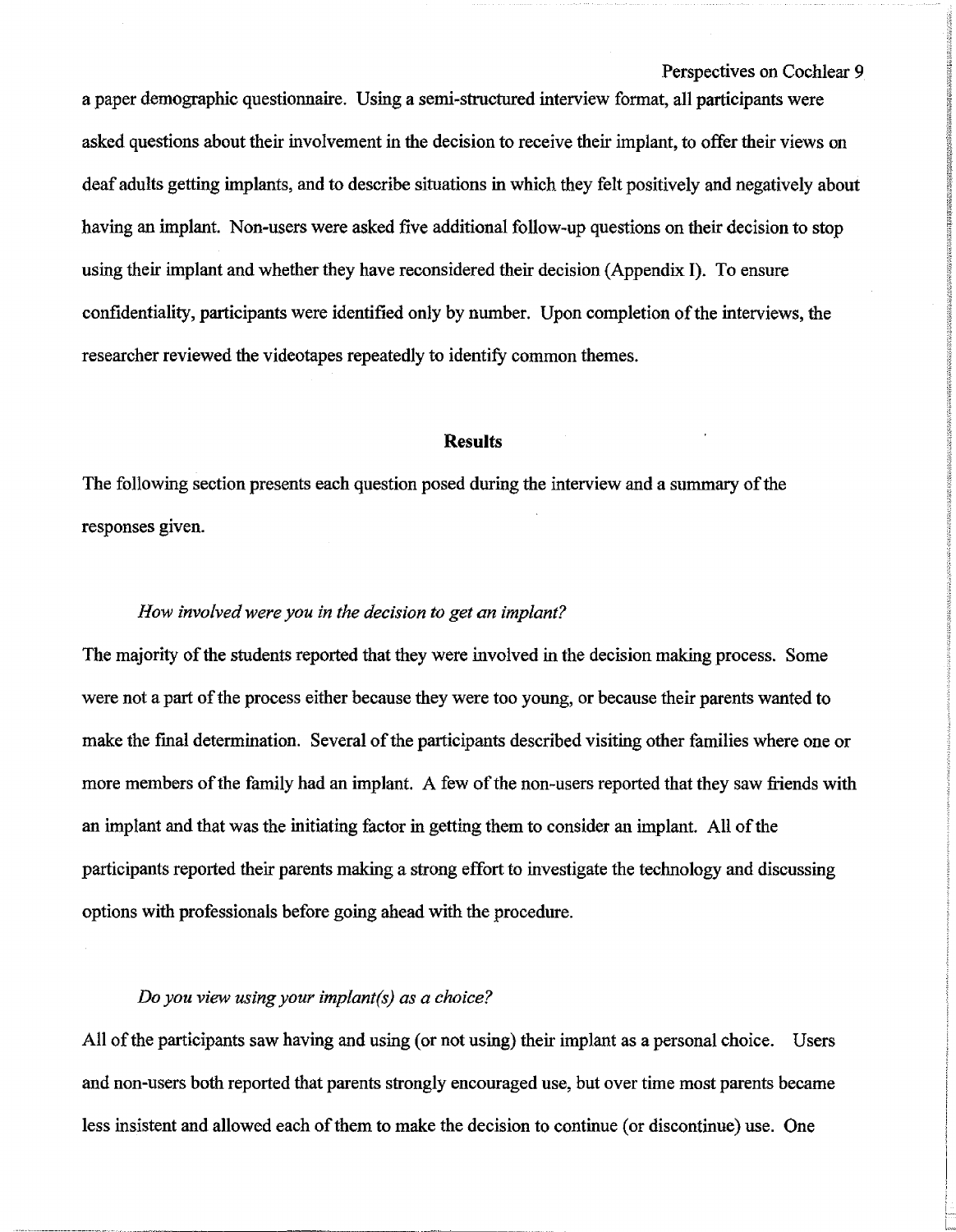a paper demographic questionnaire. Using a semi-structured interview format, all participants were asked questions about their involvement in the decision to receive their implant, to offer their views on deaf adults getting implants, and to describe situations in which they felt positively and negatively about having an implant. Non-users were asked five additional follow-up questions on their decision to stop using their implant and whether they have reconsidered their decision (Appendix I). To ensure confidentiality, participants were identified only by number. Upon completion of the interviews, the researcher reviewed the videotapes repeatedly to identify common themes.

## Results

The following section presents each question posed during the interview and a summary of the responses given.

*How involved were you in the decision to get an implant?*

The majority of the students reported that they were involved in the decision making process. Some were not a part of the process either because they were too young, or because their parents wanted to make the final determination. Several of the participants described visiting other families where one or more members of the family had an implant. A few of the non-users reported that they saw friends with an implant and that was the initiating factor in getting them to consider an implant. All of the participants reported their parents making a strong effort to investigate the technology and discussing options with professionals before going ahead with the procedure.

*Do you view using your implant(s) as a choice?*

All of the participants saw having and using (or not using) their implant as a personal choice. Users and non-users both reported that parents strongly encouraged use, but over time most parents became less insistent and allowed each of them to make the decision to continue (or discontinue) use. One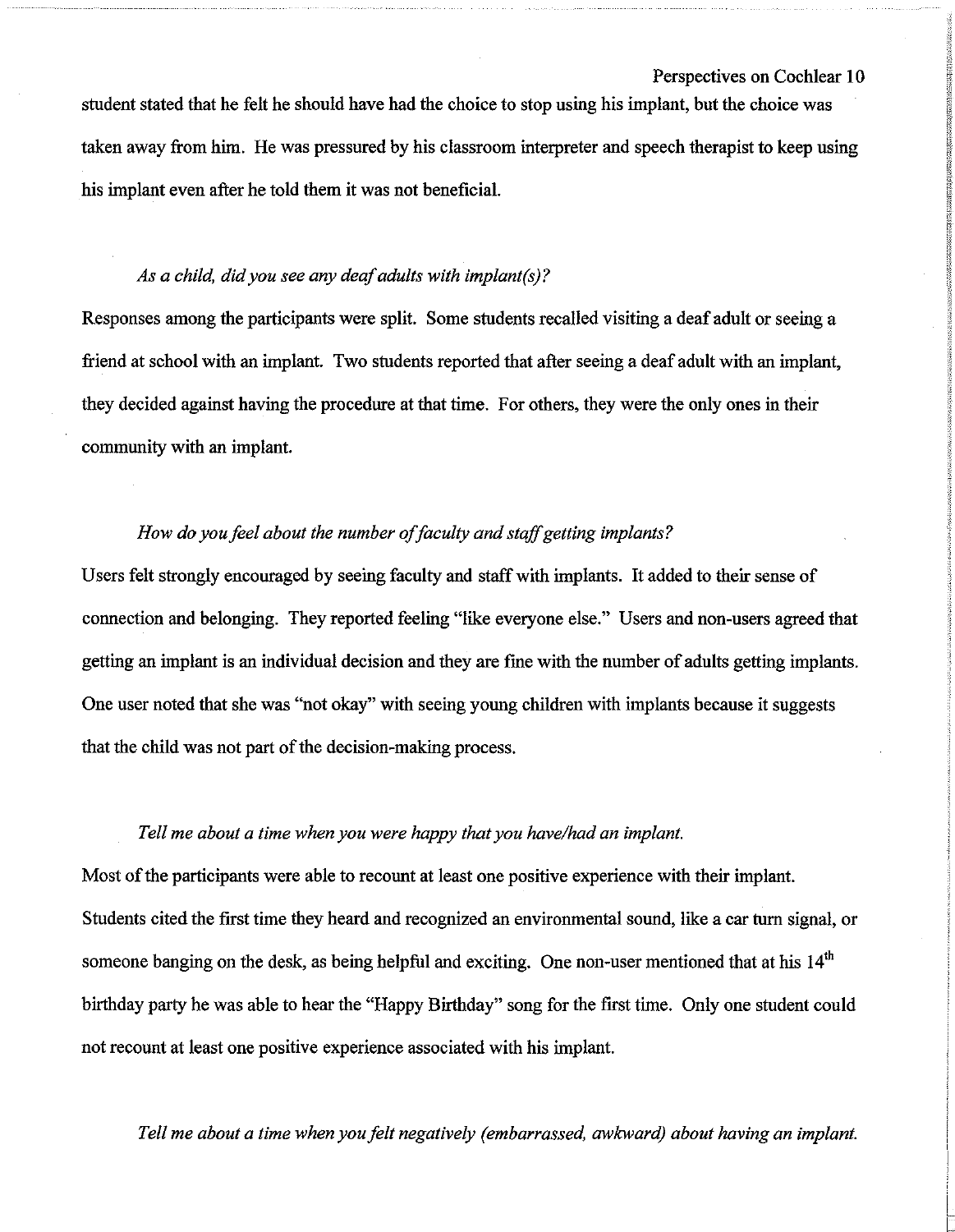student stated that he felt he should have had the choice to stop using his implant, but the choice was taken away from him. He was pressured by his classroom interpreter and speech therapist to keep using his implant even after he told them it was not beneficial.

*As a child, did you see any deaf adults with implant(s)?*

Responses among the participants were split. Some students recalled visiting a deaf adult or seeing a friend at school with an implant. Two students reported that after seeing a deaf adult with an implant, they decided against having the procedure at that time. For others, they were the only ones in their community with an implant.

*How do you feel about the number of faculty and staff getting implants?*

Users felt strongly encouraged by seeing faculty and staff with implants. It added to their sense of connection and belonging. They reported feeling "like everyone else." Users and non-users agreed that getting an implant is an individual decision and they are fine with the number of adults getting implants. One user noted that she was "not okay" with seeing young children with implants because it suggests that the child was not part of the decision-making process.

*Tell me about a time when you were happy that you have/had an implant.*

Most of the participants were able to recount at least one positive experience with their implant. Students cited the first time they heard and recognized an environmental sound, like a car turn signal, or someone banging on the desk, as being helpful and exciting. One non-user mentioned that at his 14th birthday party he was able to hear the "Happy Birthday" song for the first time. Only one student could not recount at least one positive experience associated with his implant.

*Tell me about a time when you felt negatively (embarrassed, awkward) about having an implant.*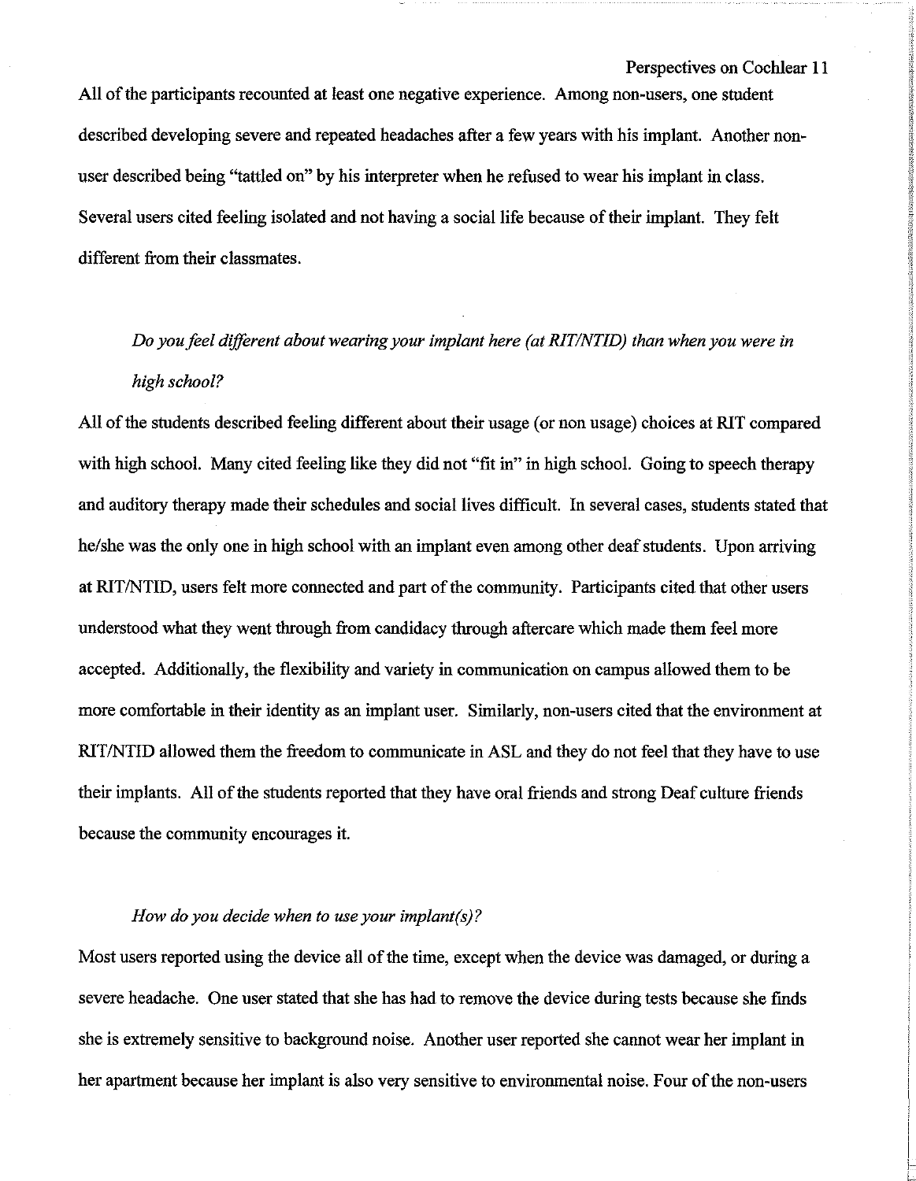All of the participants recounted at least one negative experience. Among non-users, one student described developing severe and repeated headaches after a few years with his implant. Another non-user described being "tattled on" by his interpreter when he refused to wear his implant in class. Several users cited feeling isolated and not having a social life because of their implant. They felt different from their classmates.

*Do you feel different about wearing your implant here (at RIT/NTID) than when you were in high school?*

All of the students described feeling different about their usage (or non usage) choices at RIT compared with high school. Many cited feeling like they did not "fit in" in high school. Going to speech therapy and auditory therapy made their schedules and social lives difficult. In several cases, students stated that he/she was the only one in high school with an implant even among other deaf students. Upon arriving at RIT/NTID, users felt more connected and part of the community. Participants cited that other users understood what they went through from candidacy through aftercare which made them feel more accepted. Additionally, the flexibility and variety in communication on campus allowed them to be more comfortable in their identity as an implant user. Similarly, non-users cited that the environment at RIT/NTID allowed them the freedom to communicate in ASL and they do not feel that they have to use their implants. All of the students reported that they have oral friends and strong Deaf culture friends because the community encourages it.

*How do you decide when to use your implant(s)?*

Most users reported using the device all of the time, except when the device was damaged, or during a severe headache. One user stated that she has had to remove the device during tests because she finds she is extremely sensitive to background noise. Another user reported she cannot wear her implant in her apartment because her implant is also very sensitive to environmental noise. Four of the non-users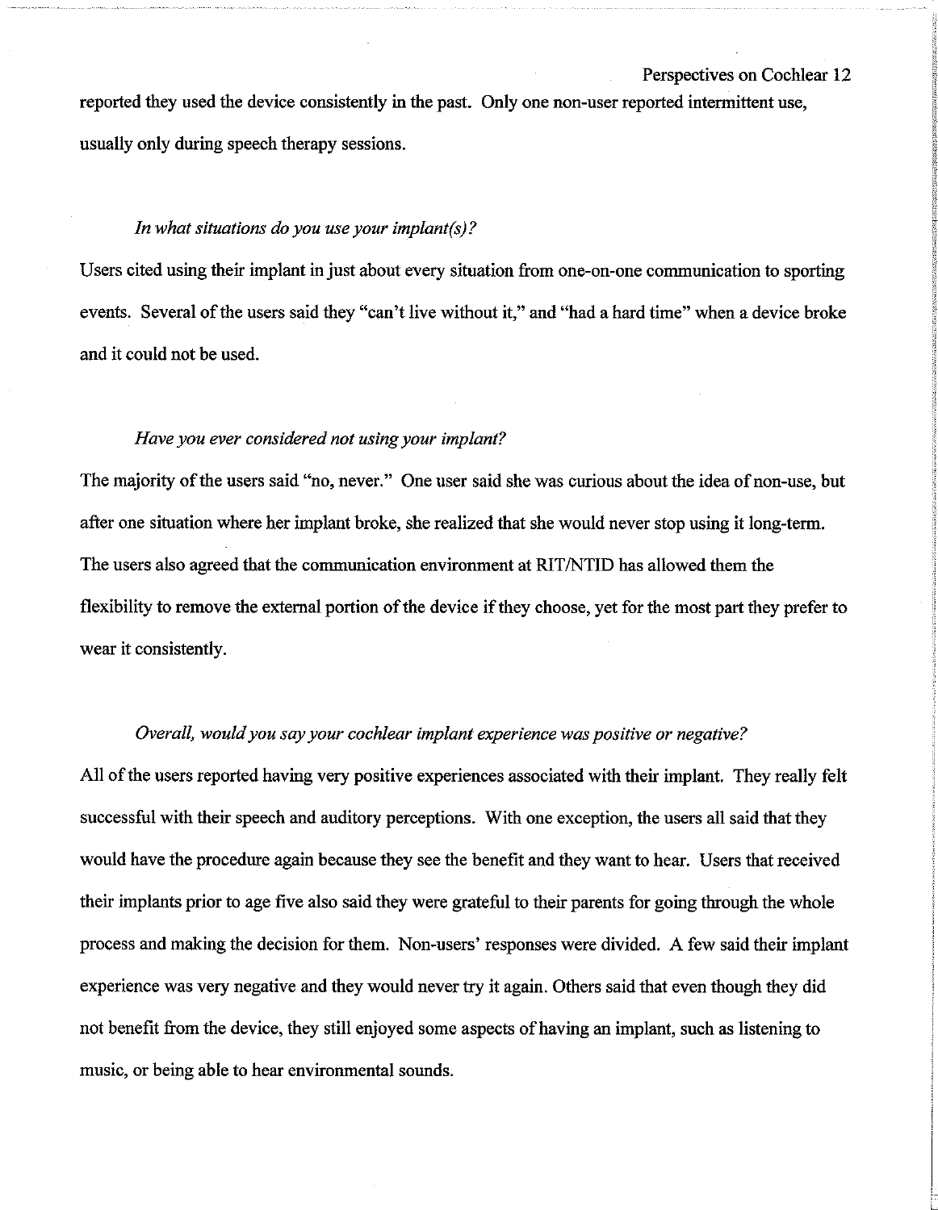reported they used the device consistently in the past. Only one non-user reported intermittent use, usually only during speech therapy sessions.

*In what situations do you use your implant(s)?*

Users cited using their implant in just about every situation from one-on-one communication to sporting events. Several of the users said they "can't live without it," and "had a hard time" when a device broke and it could not be used.

*Have you ever considered not using your implant?*

The majority of the users said "no, never." One user said she was curious about the idea of non-use, but after one situation where her implant broke, she realized that she would never stop using it long-term. The users also agreed that the communication environment at RIT/NTID has allowed them the flexibility to remove the external portion of the device if they choose, yet for the most part they prefer to wear it consistently.

*Overall, would you say your cochlear implant experience was positive or negative?*

All of the users reported having very positive experiences associated with their implant. They really felt successful with their speech and auditory perceptions. With one exception, the users all said that they would have the procedure again because they see the benefit and they want to hear. Users that received their implants prior to age five also said they were grateful to their parents for going through the whole process and making the decision for them. Non-users' responses were divided. A few said their implant experience was very negative and they would never try it again. Others said that even though they did not benefit from the device, they still enjoyed some aspects of having an implant, such as listening to music, or being able to hear environmental sounds.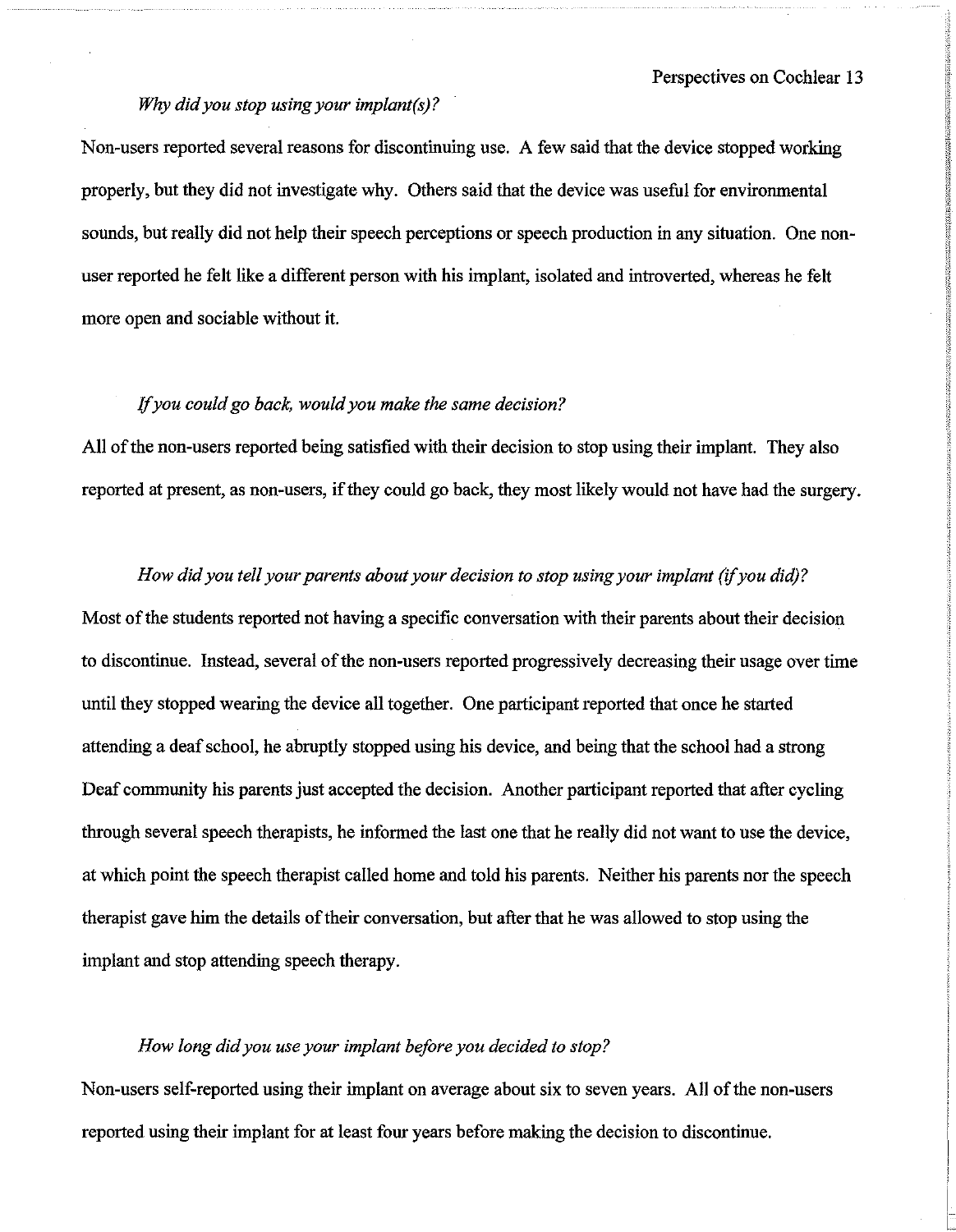*Why did you stop using your implant(s)?*

Non-users reported several reasons for discontinuing use. A few said that the device stopped working properly, but they did not investigate why. Others said that the device was useful for environmental sounds, but really did not help their speech perceptions or speech production in any situation. One non-user reported he felt like a different person with his implant, isolated and introverted, whereas he felt more open and sociable without it.

*If you could go back, would you make the same decision?*

All of the non-users reported being satisfied with their decision to stop using their implant. They also reported at present, as non-users, if they could go back, they most likely would not have had the surgery.

*How did you tell your parents about your decision to stop using your implant (if you did)?*

Most of the students reported not having a specific conversation with their parents about their decision to discontinue. Instead, several of the non-users reported progressively decreasing their usage over time until they stopped wearing the device all together. One participant reported that once he started attending a deaf school, he abruptly stopped using his device, and being that the school had a strong Deaf community his parents just accepted the decision. Another participant reported that after cycling through several speech therapists, he informed the last one that he really did not want to use the device, at which point the speech therapist called home and told his parents. Neither his parents nor the speech therapist gave him the details of their conversation, but after that he was allowed to stop using the implant and stop attending speech therapy.

*How long did you use your implant before you decided to stop?*

Non-users self-reported using their implant on average about six to seven years. All of the non-users reported using their implant for at least four years before making the decision to discontinue.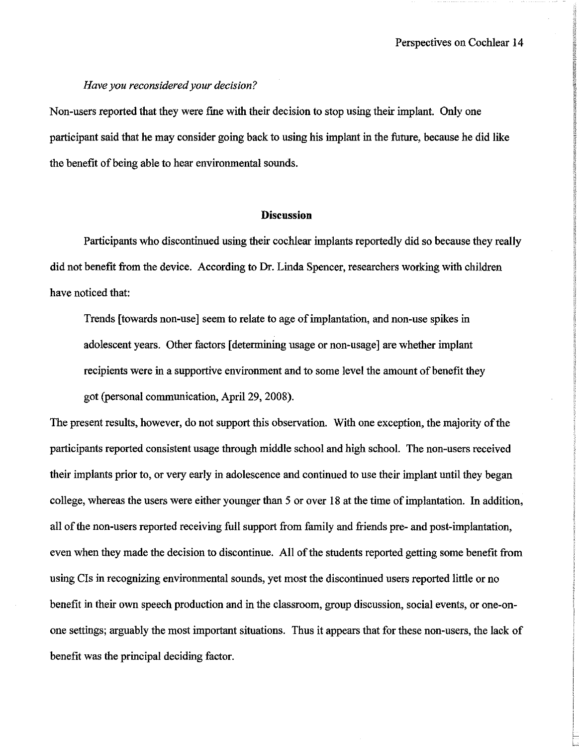*Have you reconsidered your decision?*

Non-users reported that they were fine with their decision to stop using their implant. Only one participant said that he may consider going back to using his implant in the future, because he did like the benefit of being able to hear environmental sounds.

## Discussion

Participants who discontinued using their cochlear implants reportedly did so because they really did not benefit from the device. According to Dr. Linda Spencer, researchers working with children have noticed that:

> Trends [towards non-use] seem to relate to age of implantation, and non-use spikes in adolescent years. Other factors [determining usage or non-usage] are whether implant recipients were in a supportive environment and to some level the amount of benefit they got (personal communication, April 29, 2008).

The present results, however, do not support this observation. With one exception, the majority of the participants reported consistent usage through middle school and high school. The non-users received their implants prior to, or very early in adolescence and continued to use their implant until they began college, whereas the users were either younger than 5 or over 18 at the time of implantation. In addition, all of the non-users reported receiving full support from family and friends pre- and post-implantation, even when they made the decision to discontinue. All of the students reported getting some benefit from using CIs in recognizing environmental sounds, yet most the discontinued users reported little or no benefit in their own speech production and in the classroom, group discussion, social events, or one-on-one settings; arguably the most important situations. Thus it appears that for these non-users, the lack of benefit was the principal deciding factor.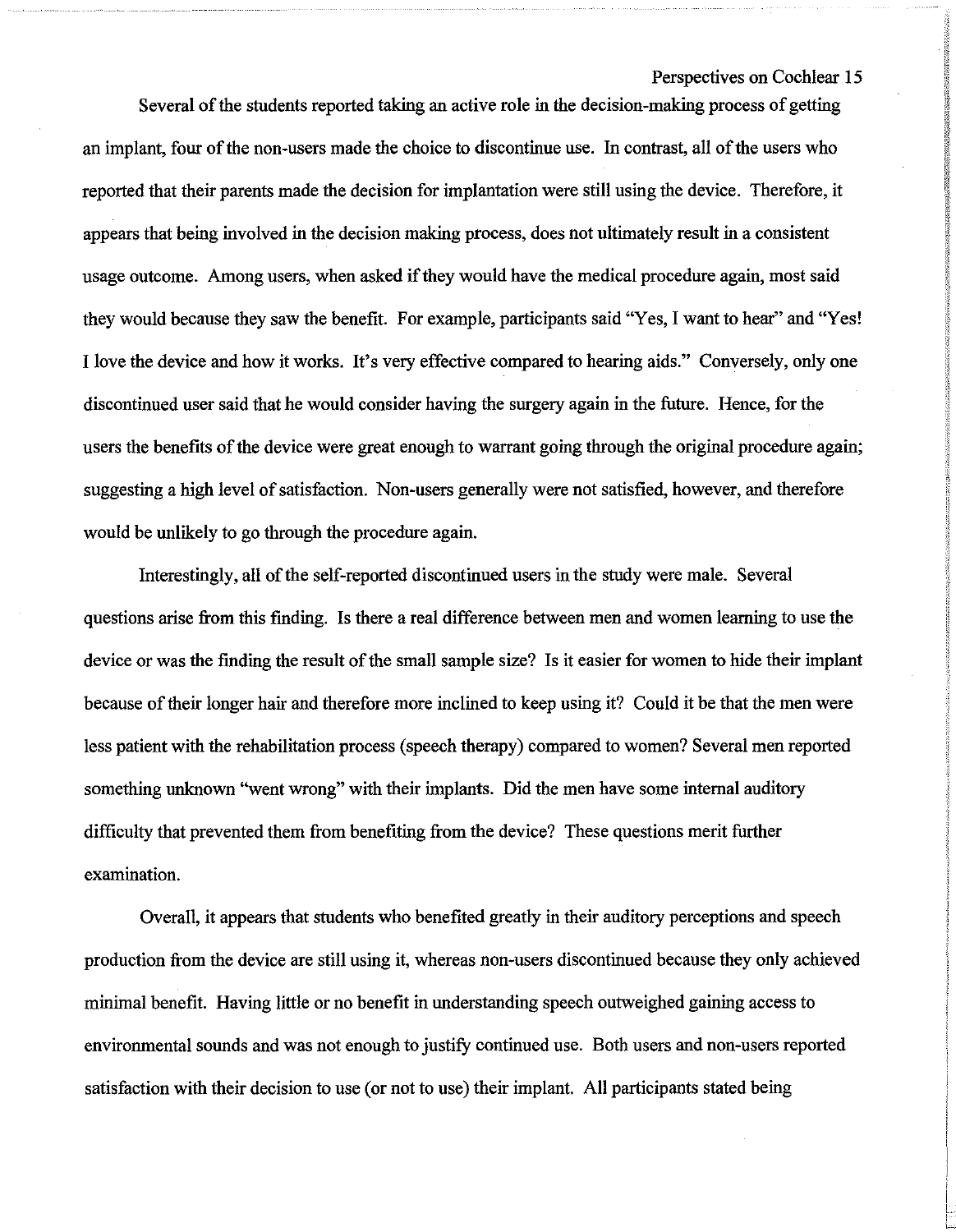Several of the students reported taking an active role in the decision-making process of getting an implant, four of the non-users made the choice to discontinue use. In contrast, all of the users who reported that their parents made the decision for implantation were still using the device. Therefore, it appears that being involved in the decision making process, does not ultimately result in a consistent usage outcome. Among users, when asked if they would have the medical procedure again, most said they would because they saw the benefit. For example, participants said "Yes, I want to hear" and "Yes! I love the device and how it works. It's very effective compared to hearing aids." Conversely, only one discontinued user said that he would consider having the surgery again in the future. Hence, for the users the benefits of the device were great enough to warrant going through the original procedure again; suggesting a high level of satisfaction. Non-users generally were not satisfied, however, and therefore would be unlikely to go through the procedure again.

Interestingly, all of the self-reported discontinued users in the study were male. Several questions arise from this finding. Is there a real difference between men and women learning to use the device or was the finding the result of the small sample size? Is it easier for women to hide their implant because of their longer hair and therefore more inclined to keep using it? Could it be that the men were less patient with the rehabilitation process (speech therapy) compared to women? Several men reported something unknown "went wrong" with their implants. Did the men have some internal auditory difficulty that prevented them from benefiting from the device? These questions merit further examination.

Overall, it appears that students who benefited greatly in their auditory perceptions and speech production from the device are still using it, whereas non-users discontinued because they only achieved minimal benefit. Having little or no benefit in understanding speech outweighed gaining access to environmental sounds and was not enough to justify continued use. Both users and non-users reported satisfaction with their decision to use (or not to use) their implant. All participants stated being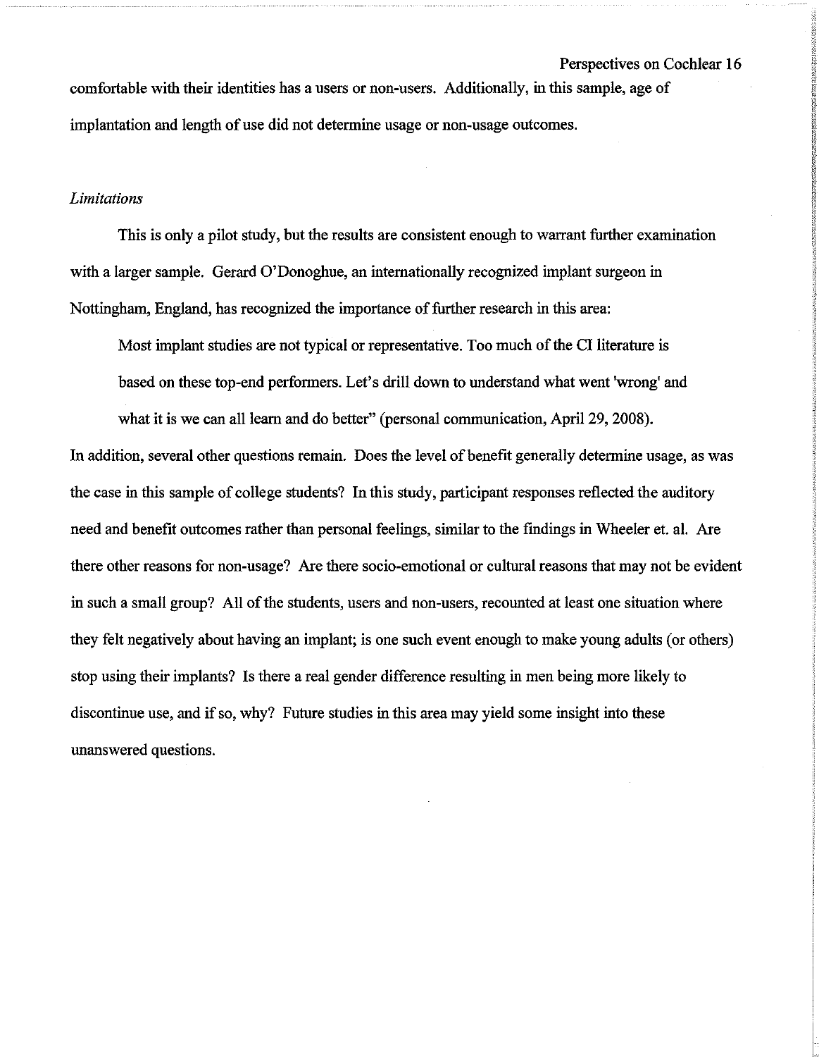comfortable with their identities has a users or non-users. Additionally, in this sample, age of implantation and length of use did not determine usage or non-usage outcomes.

*Limitations*

This is only a pilot study, but the results are consistent enough to warrant further examination with a larger sample. Gerard O'Donoghue, an internationally recognized implant surgeon in Nottingham, England, has recognized the importance of further research in this area:

> Most implant studies are not typical or representative. Too much of the CI literature is based on these top-end performers. Let's drill down to understand what went 'wrong' and what it is we can all learn and do better" (personal communication, April 29, 2008).

In addition, several other questions remain. Does the level of benefit generally determine usage, as was the case in this sample of college students? In this study, participant responses reflected the auditory need and benefit outcomes rather than personal feelings, similar to the findings in Wheeler et. al. Are there other reasons for non-usage? Are there socio-emotional or cultural reasons that may not be evident in such a small group? All of the students, users and non-users, recounted at least one situation where they felt negatively about having an implant; is one such event enough to make young adults (or others) stop using their implants? Is there a real gender difference resulting in men being more likely to discontinue use, and if so, why? Future studies in this area may yield some insight into these unanswered questions.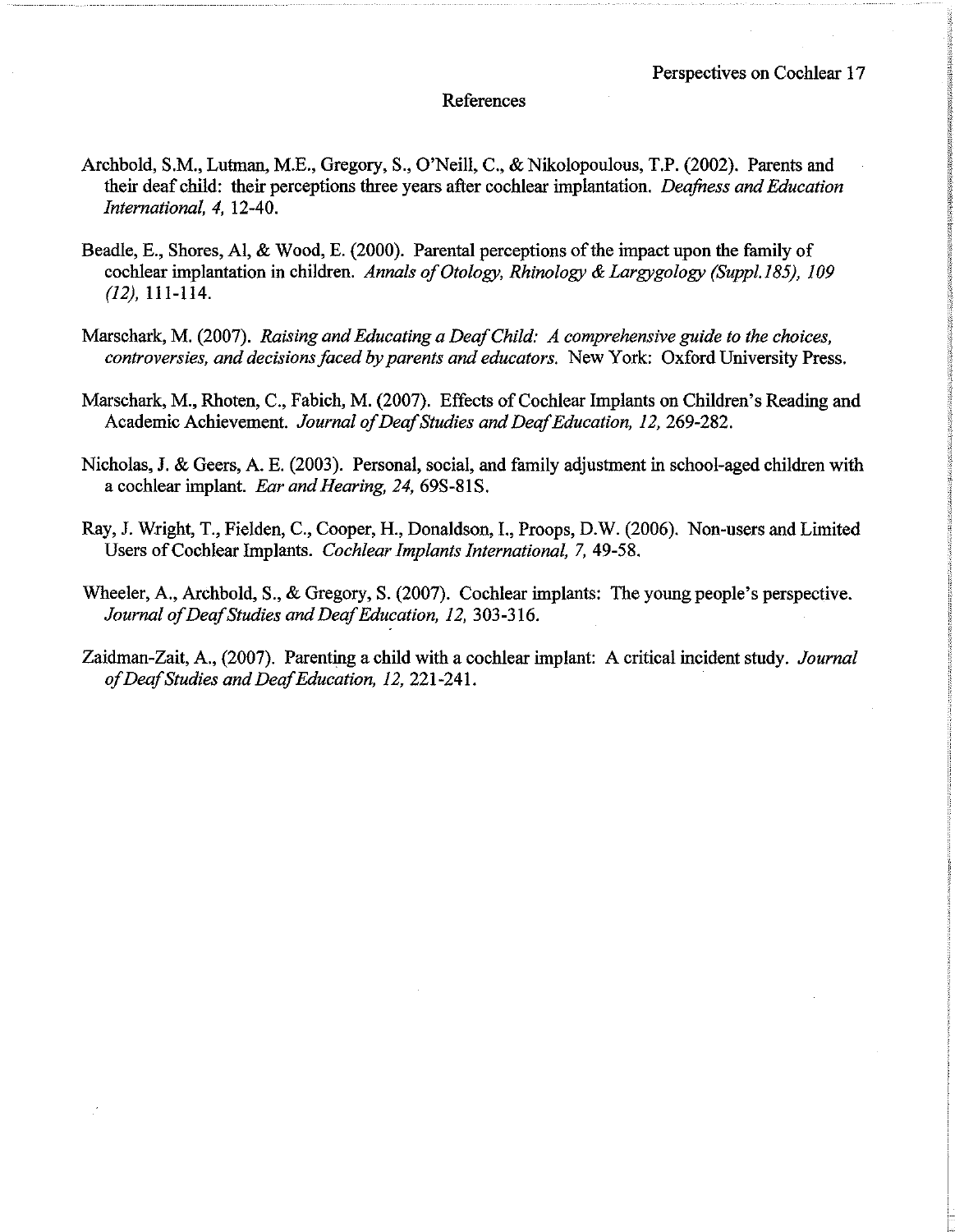# References

Archbold, S.M., Lutman, M.E., Gregory, S., O'Neill, C., & Nikolopoulous, T.P. (2002). Parents and their deaf child: their perceptions three years after cochlear implantation. *Deafness and Education International, 4,* 12-40.

Beadle, E., Shores, Al, & Wood, E. (2000). Parental perceptions of the impact upon the family of cochlear implantation in children. *Annals of Otology, Rhinology & Largygology (Suppl.185), 109 (12),* 111-114.

Marschark, M. (2007). *Raising and Educating a Deaf Child: A comprehensive guide to the choices, controversies, and decisions faced by parents and educators.* New York: Oxford University Press.

Marschark, M., Rhoten, C., Fabich, M. (2007). Effects of Cochlear Implants on Children's Reading and Academic Achievement. *Journal of Deaf Studies and Deaf Education, 12,* 269-282.

Nicholas, J. & Geers, A. E. (2003). Personal, social, and family adjustment in school-aged children with a cochlear implant. *Ear and Hearing, 24,* 69S-81S.

Ray, J. Wright, T., Fielden, C., Cooper, H., Donaldson, I., Proops, D.W. (2006). Non-users and Limited Users of Cochlear Implants. *Cochlear Implants International, 7,* 49-58.

Wheeler, A., Archbold, S., & Gregory, S. (2007). Cochlear implants: The young people's perspective. *Journal of Deaf Studies and Deaf Education, 12,* 303-316.

Zaidman-Zait, A., (2007). Parenting a child with a cochlear implant: A critical incident study. *Journal of Deaf Studies and Deaf Education, 12,* 221-241.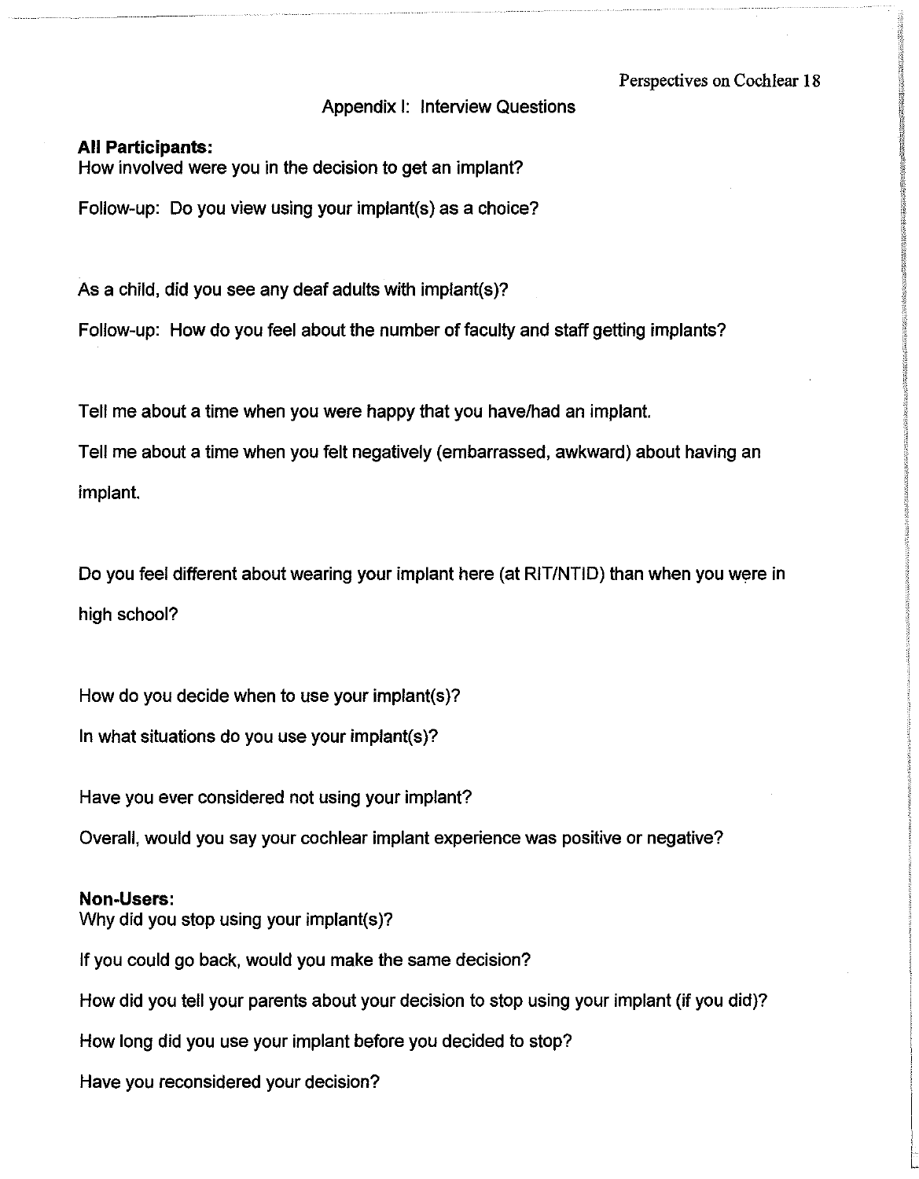## Appendix I: Interview Questions

**All Participants:**

How involved were you in the decision to get an implant?

Follow-up: Do you view using your implant(s) as a choice?

As a child, did you see any deaf adults with implant(s)?

Follow-up: How do you feel about the number of faculty and staff getting implants?

Tell me about a time when you were happy that you have/had an implant.

Tell me about a time when you felt negatively (embarrassed, awkward) about having an implant.

Do you feel different about wearing your implant here (at RIT/NTID) than when you were in high school?

How do you decide when to use your implant(s)?

In what situations do you use your implant(s)?

Have you ever considered not using your implant?

Overall, would you say your cochlear implant experience was positive or negative?

**Non-Users:**

Why did you stop using your implant(s)?

If you could go back, would you make the same decision?

How did you tell your parents about your decision to stop using your implant (if you did)?

How long did you use your implant before you decided to stop?

Have you reconsidered your decision?